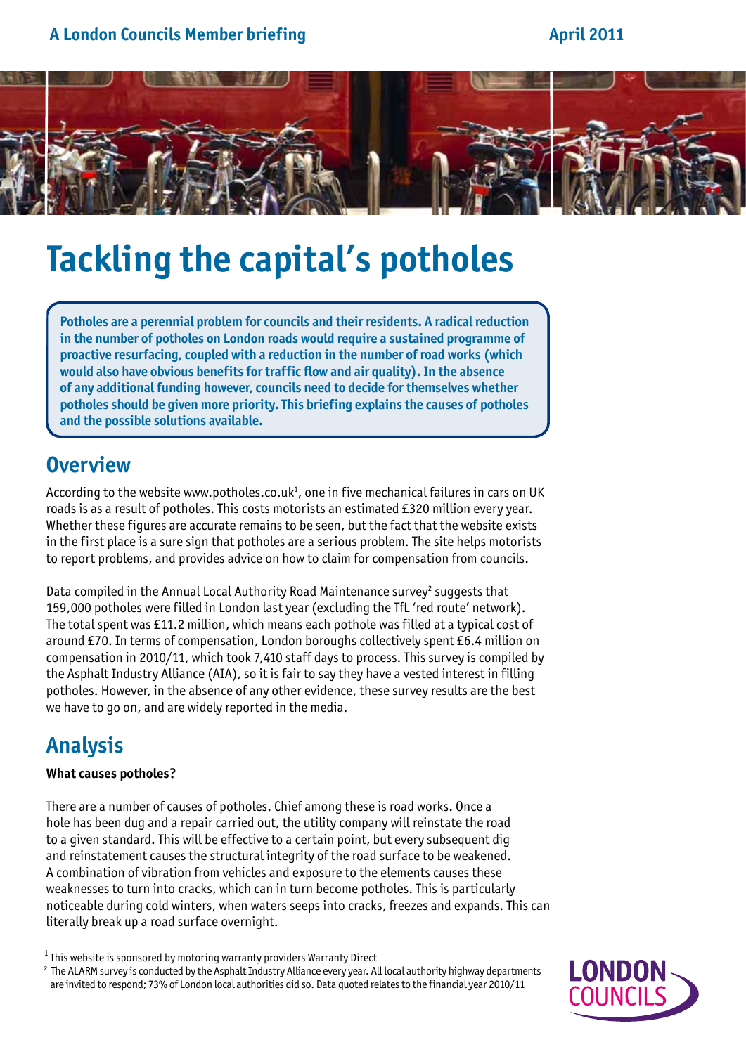A London Councils Member briefing

April 2011

# Tackling the capital's potholes

**Potholes are a perennial problem for councils and their residents. A radical reduction in the number of potholes on London roads would require a sustained programme of proactive resurfacing, coupled with a reduction in the number of road works (which would also have obvious benefits for traffic flow and air quality). In the absence of any additional funding however, councils need to decide for themselves whether potholes should be given more priority. This briefing explains the causes of potholes and the possible solutions available.**

## Overview

According to the website www.potholes.co.uk[1], one in five mechanical failures in cars on UK roads is as a result of potholes. This costs motorists an estimated £320 million every year. Whether these figures are accurate remains to be seen, but the fact that the website exists in the first place is a sure sign that potholes are a serious problem. The site helps motorists to report problems, and provides advice on how to claim for compensation from councils.

Data compiled in the Annual Local Authority Road Maintenance survey[2] suggests that 159,000 potholes were filled in London last year (excluding the TfL 'red route' network). The total spent was £11.2 million, which means each pothole was filled at a typical cost of around £70. In terms of compensation, London boroughs collectively spent £6.4 million on compensation in 2010/11, which took 7,410 staff days to process. This survey is compiled by the Asphalt Industry Alliance (AIA), so it is fair to say they have a vested interest in filling potholes. However, in the absence of any other evidence, these survey results are the best we have to go on, and are widely reported in the media.

## Analysis

**What causes potholes?**

There are a number of causes of potholes. Chief among these is road works. Once a hole has been dug and a repair carried out, the utility company will reinstate the road to a given standard. This will be effective to a certain point, but every subsequent dig and reinstatement causes the structural integrity of the road surface to be weakened. A combination of vibration from vehicles and exposure to the elements causes these weaknesses to turn into cracks, which can in turn become potholes. This is particularly noticeable during cold winters, when waters seeps into cracks, freezes and expands. This can literally break up a road surface overnight.

[1] This website is sponsored by motoring warranty providers Warranty Direct

[2] The ALARM survey is conducted by the Asphalt Industry Alliance every year. All local authority highway departments are invited to respond; 73% of London local authorities did so. Data quoted relates to the financial year 2010/11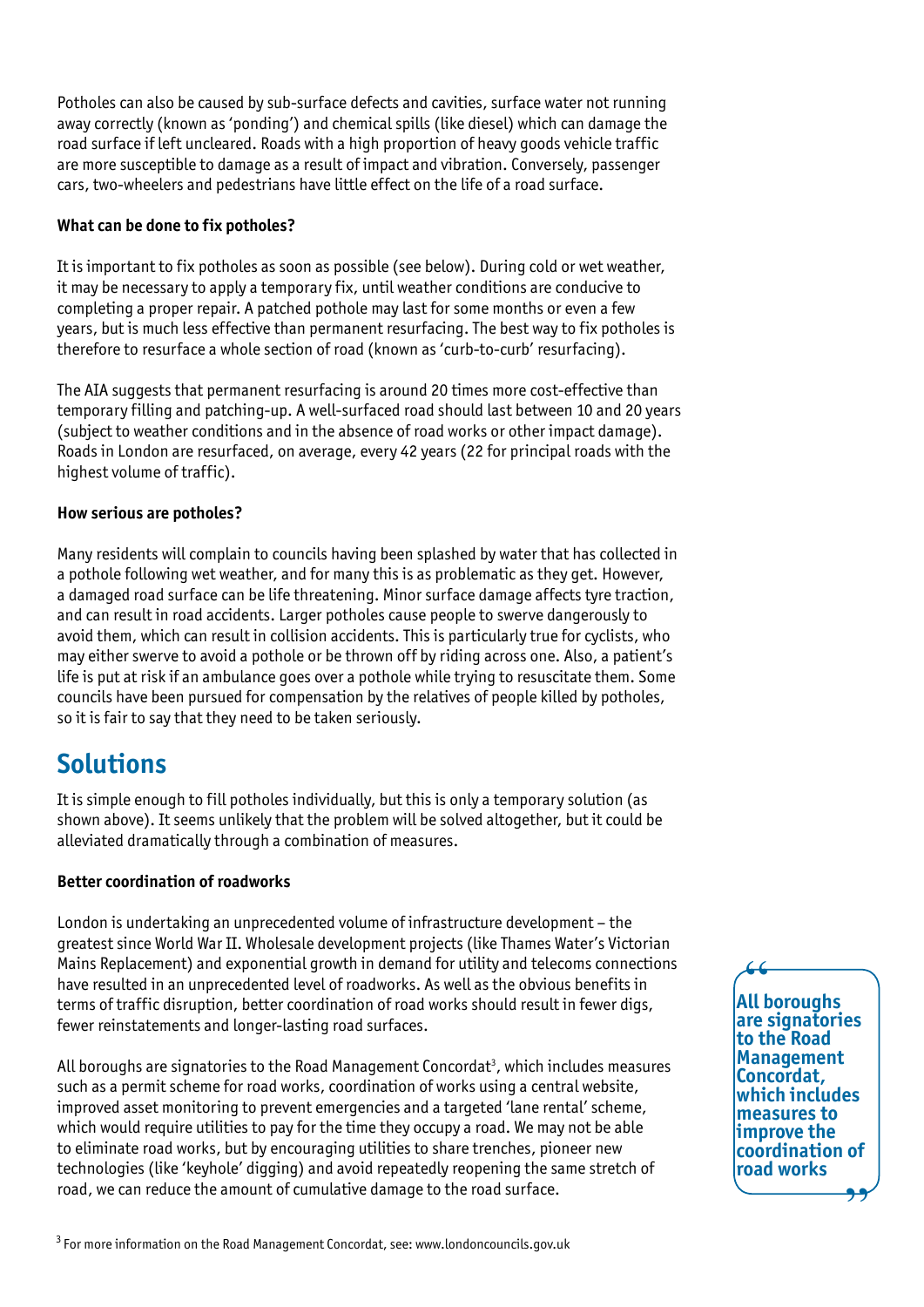Potholes can also be caused by sub-surface defects and cavities, surface water not running away correctly (known as 'ponding') and chemical spills (like diesel) which can damage the road surface if left uncleared. Roads with a high proportion of heavy goods vehicle traffic are more susceptible to damage as a result of impact and vibration. Conversely, passenger cars, two-wheelers and pedestrians have little effect on the life of a road surface.

**What can be done to fix potholes?**

It is important to fix potholes as soon as possible (see below). During cold or wet weather, it may be necessary to apply a temporary fix, until weather conditions are conducive to completing a proper repair. A patched pothole may last for some months or even a few years, but is much less effective than permanent resurfacing. The best way to fix potholes is therefore to resurface a whole section of road (known as 'curb-to-curb' resurfacing).

The AIA suggests that permanent resurfacing is around 20 times more cost-effective than temporary filling and patching-up. A well-surfaced road should last between 10 and 20 years (subject to weather conditions and in the absence of road works or other impact damage). Roads in London are resurfaced, on average, every 42 years (22 for principal roads with the highest volume of traffic).

**How serious are potholes?**

Many residents will complain to councils having been splashed by water that has collected in a pothole following wet weather, and for many this is as problematic as they get. However, a damaged road surface can be life threatening. Minor surface damage affects tyre traction, and can result in road accidents. Larger potholes cause people to swerve dangerously to avoid them, which can result in collision accidents. This is particularly true for cyclists, who may either swerve to avoid a pothole or be thrown off by riding across one. Also, a patient's life is put at risk if an ambulance goes over a pothole while trying to resuscitate them. Some councils have been pursued for compensation by the relatives of people killed by potholes, so it is fair to say that they need to be taken seriously.

## Solutions

It is simple enough to fill potholes individually, but this is only a temporary solution (as shown above). It seems unlikely that the problem will be solved altogether, but it could be alleviated dramatically through a combination of measures.

**Better coordination of roadworks**

London is undertaking an unprecedented volume of infrastructure development – the greatest since World War II. Wholesale development projects (like Thames Water's Victorian Mains Replacement) and exponential growth in demand for utility and telecoms connections have resulted in an unprecedented level of roadworks. As well as the obvious benefits in terms of traffic disruption, better coordination of road works should result in fewer digs, fewer reinstatements and longer-lasting road surfaces.

All boroughs are signatories to the Road Management Concordat[3], which includes measures such as a permit scheme for road works, coordination of works using a central website, improved asset monitoring to prevent emergencies and a targeted 'lane rental' scheme, which would require utilities to pay for the time they occupy a road. We may not be able to eliminate road works, but by encouraging utilities to share trenches, pioneer new technologies (like 'keyhole' digging) and avoid repeatedly reopening the same stretch of road, we can reduce the amount of cumulative damage to the road surface.

> **"All boroughs are signatories to the Road Management Concordat, which includes measures to improve the coordination of road works"**

[3] For more information on the Road Management Concordat, see: www.londoncouncils.gov.uk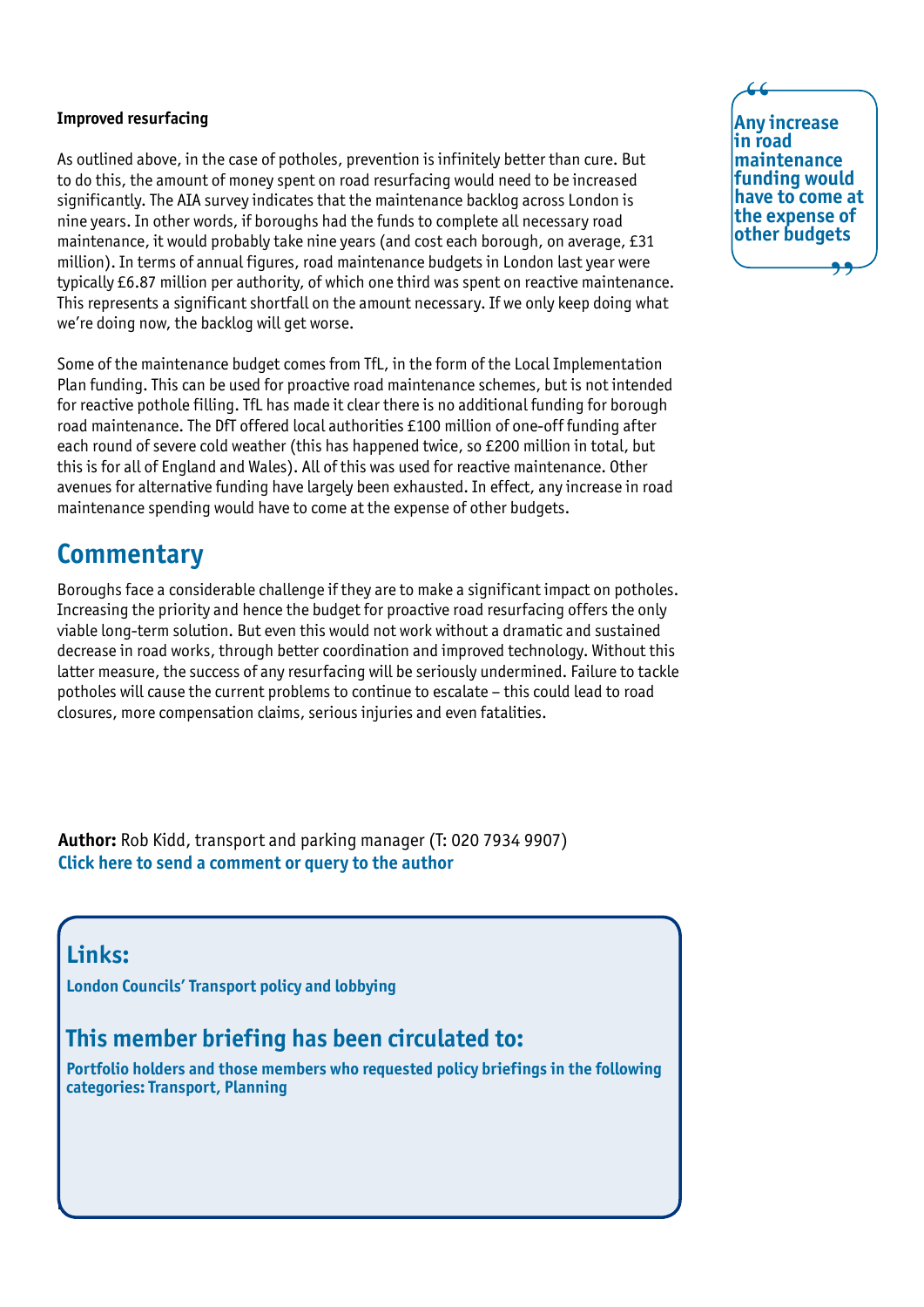**Improved resurfacing**

As outlined above, in the case of potholes, prevention is infinitely better than cure. But to do this, the amount of money spent on road resurfacing would need to be increased significantly. The AIA survey indicates that the maintenance backlog across London is nine years. In other words, if boroughs had the funds to complete all necessary road maintenance, it would probably take nine years (and cost each borough, on average, £31 million). In terms of annual figures, road maintenance budgets in London last year were typically £6.87 million per authority, of which one third was spent on reactive maintenance. This represents a significant shortfall on the amount necessary. If we only keep doing what we're doing now, the backlog will get worse.

Some of the maintenance budget comes from TfL, in the form of the Local Implementation Plan funding. This can be used for proactive road maintenance schemes, but is not intended for reactive pothole filling. TfL has made it clear there is no additional funding for borough road maintenance. The DfT offered local authorities £100 million of one-off funding after each round of severe cold weather (this has happened twice, so £200 million in total, but this is for all of England and Wales). All of this was used for reactive maintenance. Other avenues for alternative funding have largely been exhausted. In effect, any increase in road maintenance spending would have to come at the expense of other budgets.

> **Any increase in road maintenance funding would have to come at the expense of other budgets**

## Commentary

Boroughs face a considerable challenge if they are to make a significant impact on potholes. Increasing the priority and hence the budget for proactive road resurfacing offers the only viable long-term solution. But even this would not work without a dramatic and sustained decrease in road works, through better coordination and improved technology. Without this latter measure, the success of any resurfacing will be seriously undermined. Failure to tackle potholes will cause the current problems to continue to escalate – this could lead to road closures, more compensation claims, serious injuries and even fatalities.

**Author:** Rob Kidd, transport and parking manager (T: 020 7934 9907)
**Click here to send a comment or query to the author**

## Links:

**London Councils' Transport policy and lobbying**

## This member briefing has been circulated to:

**Portfolio holders and those members who requested policy briefings in the following categories: Transport, Planning**